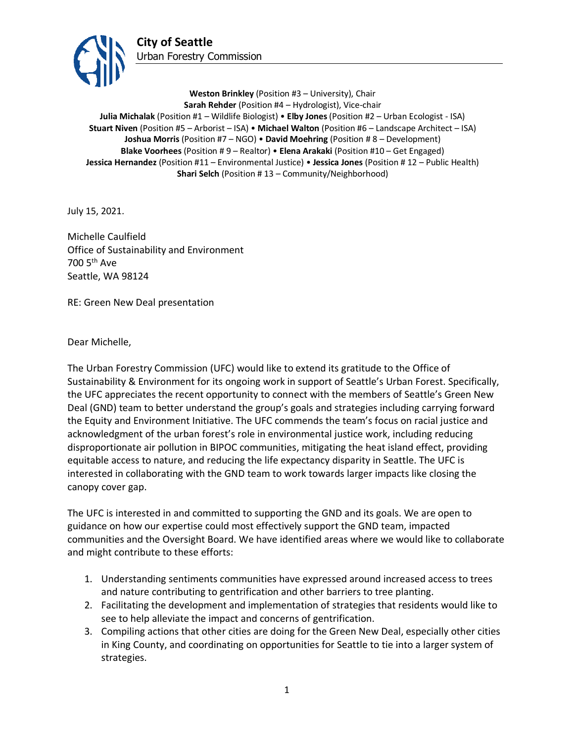**City of Seattle**
Urban Forestry Commission

**Weston Brinkley** (Position #3 – University), Chair
**Sarah Rehder** (Position #4 – Hydrologist), Vice-chair
**Julia Michalak** (Position #1 – Wildlife Biologist) • **Elby Jones** (Position #2 – Urban Ecologist - ISA)
**Stuart Niven** (Position #5 – Arborist – ISA) • **Michael Walton** (Position #6 – Landscape Architect – ISA)
**Joshua Morris** (Position #7 – NGO) • **David Moehring** (Position # 8 – Development)
**Blake Voorhees** (Position # 9 – Realtor) • **Elena Arakaki** (Position #10 – Get Engaged)
**Jessica Hernandez** (Position #11 – Environmental Justice) • **Jessica Jones** (Position # 12 – Public Health)
**Shari Selch** (Position # 13 – Community/Neighborhood)

July 15, 2021.

Michelle Caulfield
Office of Sustainability and Environment
700 5th Ave
Seattle, WA 98124

RE: Green New Deal presentation

Dear Michelle,

The Urban Forestry Commission (UFC) would like to extend its gratitude to the Office of Sustainability & Environment for its ongoing work in support of Seattle's Urban Forest. Specifically, the UFC appreciates the recent opportunity to connect with the members of Seattle's Green New Deal (GND) team to better understand the group's goals and strategies including carrying forward the Equity and Environment Initiative. The UFC commends the team's focus on racial justice and acknowledgment of the urban forest's role in environmental justice work, including reducing disproportionate air pollution in BIPOC communities, mitigating the heat island effect, providing equitable access to nature, and reducing the life expectancy disparity in Seattle. The UFC is interested in collaborating with the GND team to work towards larger impacts like closing the canopy cover gap.

The UFC is interested in and committed to supporting the GND and its goals. We are open to guidance on how our expertise could most effectively support the GND team, impacted communities and the Oversight Board. We have identified areas where we would like to collaborate and might contribute to these efforts:

1. Understanding sentiments communities have expressed around increased access to trees and nature contributing to gentrification and other barriers to tree planting.
2. Facilitating the development and implementation of strategies that residents would like to see to help alleviate the impact and concerns of gentrification.
3. Compiling actions that other cities are doing for the Green New Deal, especially other cities in King County, and coordinating on opportunities for Seattle to tie into a larger system of strategies.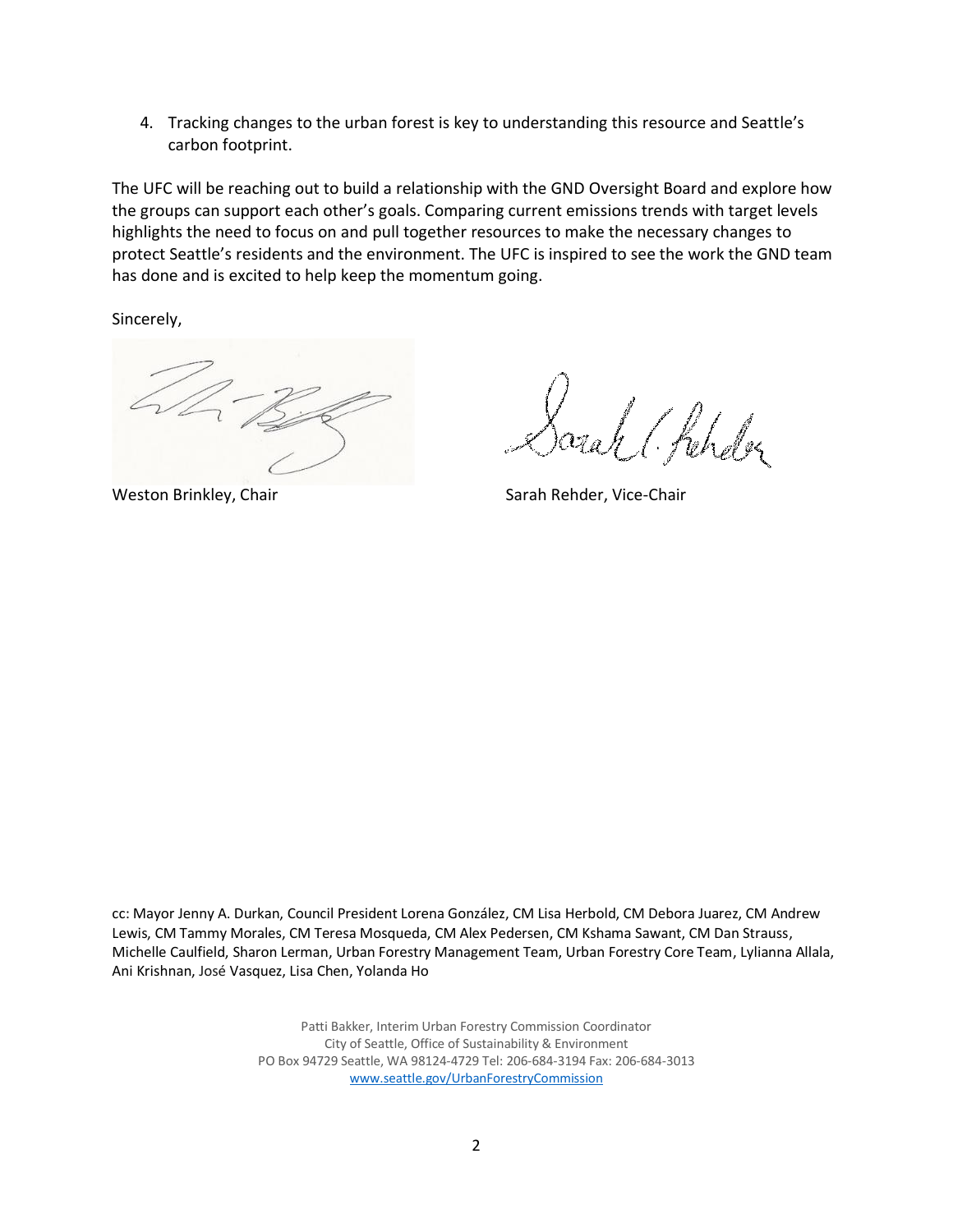4. Tracking changes to the urban forest is key to understanding this resource and Seattle's carbon footprint.

The UFC will be reaching out to build a relationship with the GND Oversight Board and explore how the groups can support each other's goals. Comparing current emissions trends with target levels highlights the need to focus on and pull together resources to make the necessary changes to protect Seattle's residents and the environment. The UFC is inspired to see the work the GND team has done and is excited to help keep the momentum going.

Sincerely,

Weston Brinkley, Chair

Sarah Rehder, Vice-Chair

cc: Mayor Jenny A. Durkan, Council President Lorena González, CM Lisa Herbold, CM Debora Juarez, CM Andrew Lewis, CM Tammy Morales, CM Teresa Mosqueda, CM Alex Pedersen, CM Kshama Sawant, CM Dan Strauss, Michelle Caulfield, Sharon Lerman, Urban Forestry Management Team, Urban Forestry Core Team, Lylianna Allala, Ani Krishnan, José Vasquez, Lisa Chen, Yolanda Ho

Patti Bakker, Interim Urban Forestry Commission Coordinator
City of Seattle, Office of Sustainability & Environment
PO Box 94729 Seattle, WA 98124-4729 Tel: 206-684-3194 Fax: 206-684-3013
www.seattle.gov/UrbanForestryCommission